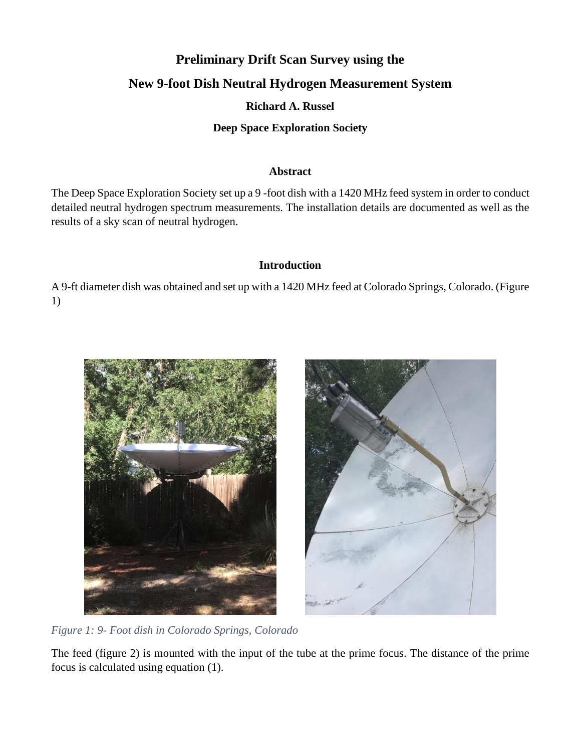# Preliminary Drift Scan Survey using the

# New 9-foot Dish Neutral Hydrogen Measurement System

**Richard A. Russel**

**Deep Space Exploration Society**

## Abstract

The Deep Space Exploration Society set up a 9 -foot dish with a 1420 MHz feed system in order to conduct detailed neutral hydrogen spectrum measurements. The installation details are documented as well as the results of a sky scan of neutral hydrogen.

## Introduction

A 9-ft diameter dish was obtained and set up with a 1420 MHz feed at Colorado Springs, Colorado. (Figure 1)

*Figure 1: 9- Foot dish in Colorado Springs, Colorado*

The feed (figure 2) is mounted with the input of the tube at the prime focus. The distance of the prime focus is calculated using equation (1).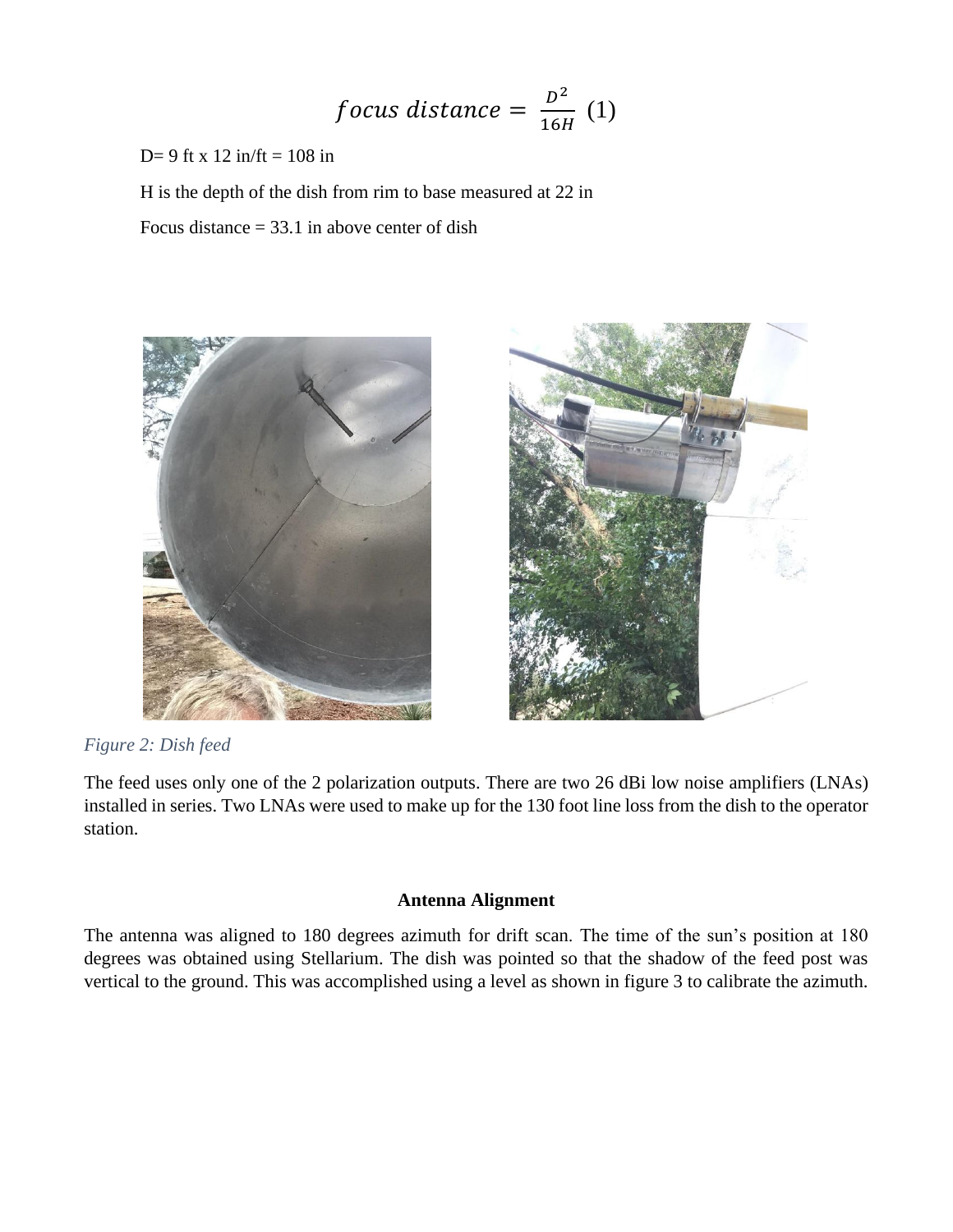$$focus\ distance = \frac{D^2}{16H}\ (1)$$

D= 9 ft x 12 in/ft = 108 in

H is the depth of the dish from rim to base measured at 22 in

Focus distance = 33.1 in above center of dish

*Figure 2: Dish feed*

The feed uses only one of the 2 polarization outputs. There are two 26 dBi low noise amplifiers (LNAs) installed in series. Two LNAs were used to make up for the 130 foot line loss from the dish to the operator station.

**Antenna Alignment**

The antenna was aligned to 180 degrees azimuth for drift scan. The time of the sun's position at 180 degrees was obtained using Stellarium. The dish was pointed so that the shadow of the feed post was vertical to the ground. This was accomplished using a level as shown in figure 3 to calibrate the azimuth.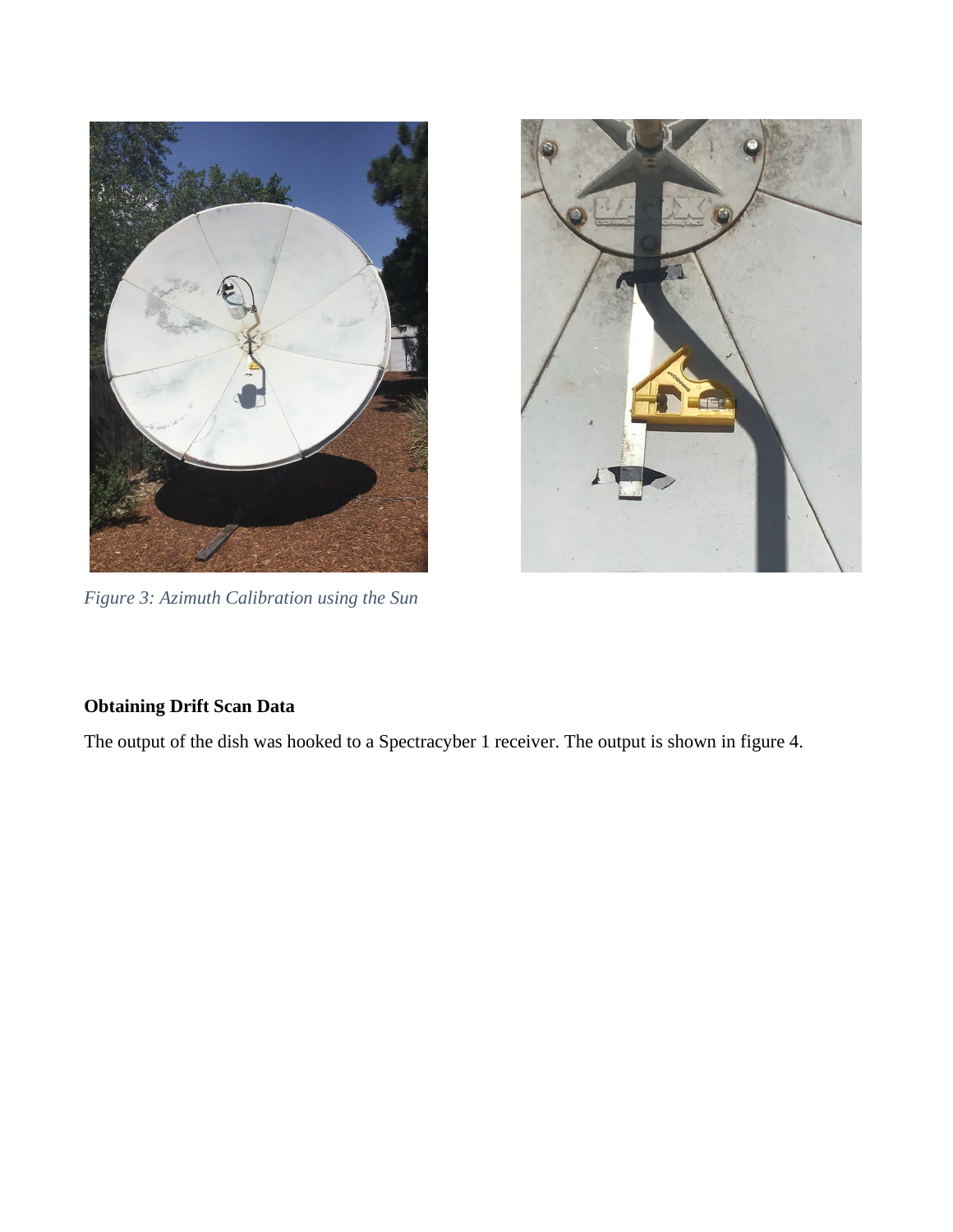*Figure 3: Azimuth Calibration using the Sun*

**Obtaining Drift Scan Data**

The output of the dish was hooked to a Spectracyber 1 receiver. The output is shown in figure 4.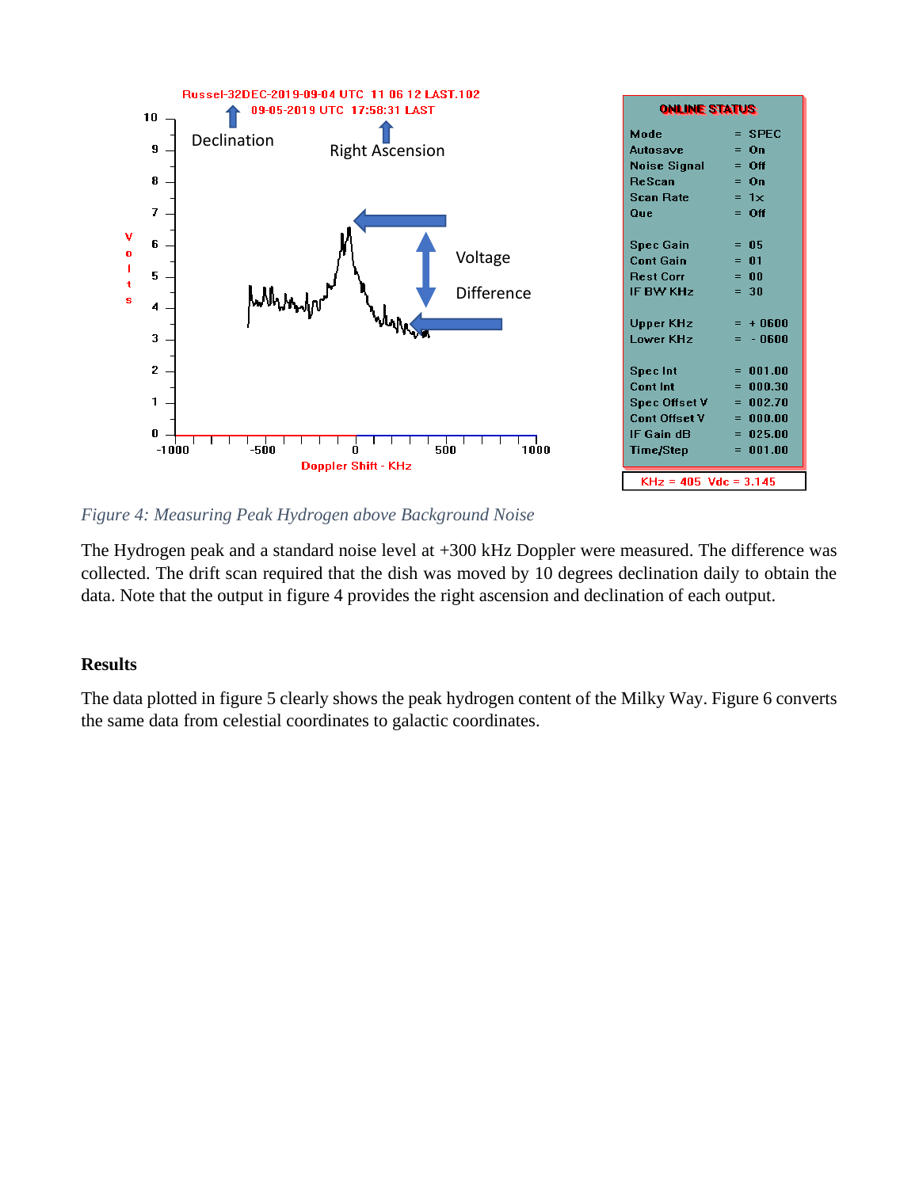*Figure 4: Measuring Peak Hydrogen above Background Noise*

The Hydrogen peak and a standard noise level at +300 kHz Doppler were measured. The difference was collected. The drift scan required that the dish was moved by 10 degrees declination daily to obtain the data. Note that the output in figure 4 provides the right ascension and declination of each output.

**Results**

The data plotted in figure 5 clearly shows the peak hydrogen content of the Milky Way. Figure 6 converts the same data from celestial coordinates to galactic coordinates.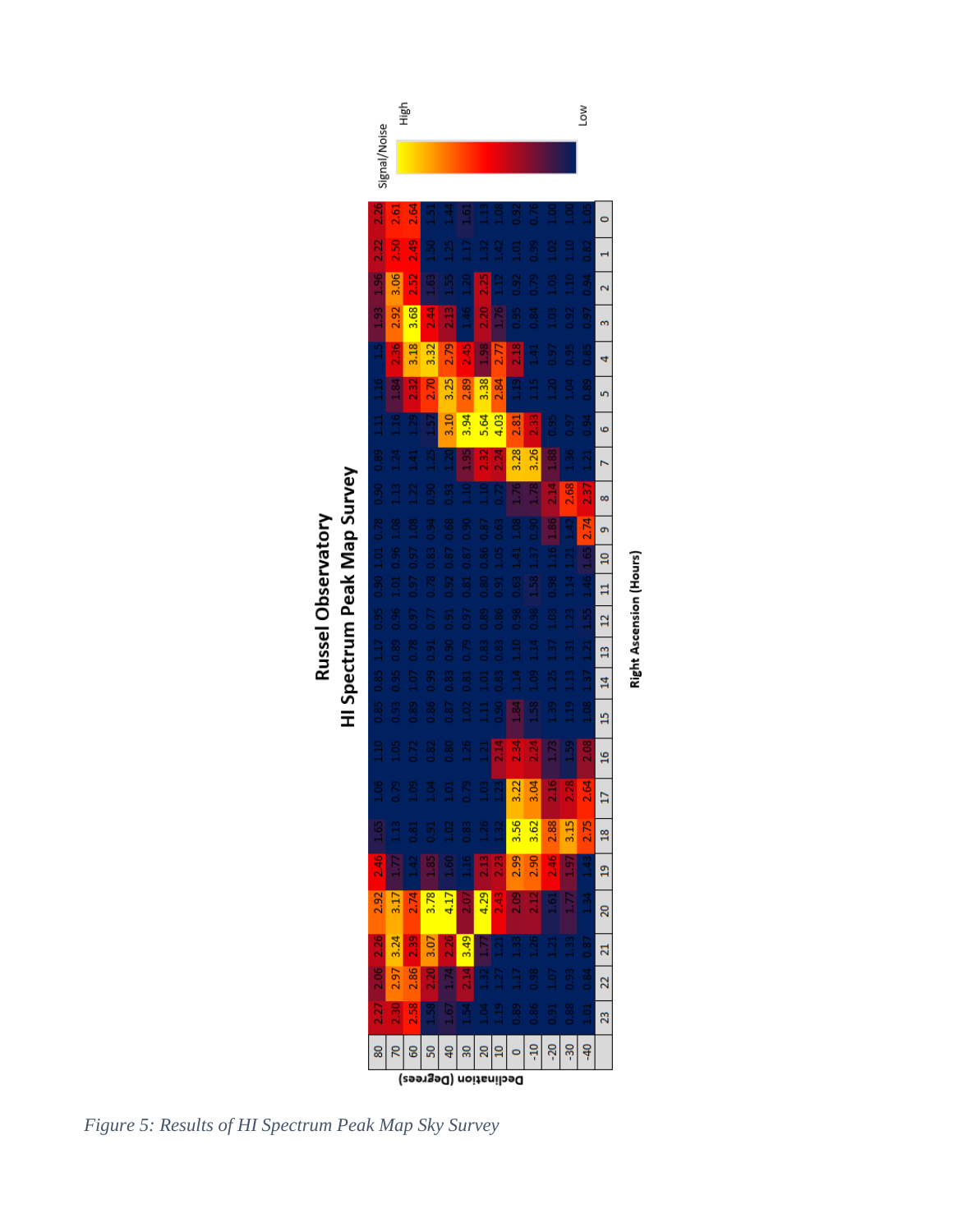# Russel Observatory

## HI Spectrum Peak Map Survey

| Declination (Degrees) | 23 | 22 | 21 | 20 | 19 | 18 | 17 | 16 | 15 | 14 | 13 | 12 | 11 | 10 | 9 | 8 | 7 | 6 | 5 | 4 | 3 | 2 | 1 | 0 |
|---|---|---|---|---|---|---|---|---|---|---|---|---|---|---|---|---|---|---|---|---|---|---|---|---|
| 80 | 2.27 | 2.06 | 2.26 | 2.92 | 2.46 | 1.65 | 1.06 | 1.10 | 0.85 | 0.85 | 1.17 | 0.95 | 0.90 | 1.01 | 0.78 | 0.90 | 0.89 | 1.11 | 1.16 | 1.5 | 1.93 | 1.96 | 2.22 | 2.26 |
| 70 | 2.30 | 2.97 | 3.24 | 3.17 | 1.77 | 1.13 | 0.79 | 1.05 | 0.93 | 0.95 | 0.89 | 0.96 | 1.01 | 0.96 | 1.08 | 1.13 | 1.24 | 1.16 | 1.84 | 2.36 | 2.92 | 3.06 | 2.50 | 2.61 |
| 60 | 2.58 | 2.86 | 2.39 | 2.74 | 1.42 | 0.81 | 1.09 | 0.72 | 0.89 | 1.07 | 0.78 | 0.97 | 0.97 | 0.97 | 1.08 | 1.22 | 1.41 | 1.29 | 2.32 | 3.18 | 3.68 | 2.52 | 2.49 | 2.64 |
| 50 | 1.58 | 2.20 | 3.07 | 3.78 | 1.85 | 0.91 | 1.04 | 0.82 | 0.86 | 0.99 | 0.91 | 0.77 | 0.78 | 0.83 | 0.94 | 0.90 | 1.25 | 1.57 | 2.70 | 3.32 | 2.44 | 1.63 | 1.50 | 1.51 |
| 40 | 1.67 | 1.74 | 2.26 | 4.17 | 1.60 | 1.02 | 1.01 | 0.80 | 0.87 | 0.83 | 0.90 | 0.91 | 0.92 | 0.87 | 0.68 | 0.93 | 1.20 | 3.10 | 3.25 | 2.79 | 2.13 | 1.55 | 1.25 | 1.44 |
| 30 | 1.54 | 2.14 | 3.49 | 2.07 | 1.16 | 0.83 | 0.79 | 1.26 | 1.02 | 0.81 | 0.79 | 0.97 | 0.81 | 0.87 | 0.90 | 1.10 | 1.95 | 3.94 | 2.89 | 2.45 | 1.46 | 1.20 | 1.17 | 1.61 |
| 20 | 1.04 | 1.32 | 1.77 | 4.29 | 2.13 | 1.26 | 1.03 | 1.21 | 1.11 | 1.01 | 0.83 | 0.89 | 0.80 | 0.86 | 0.87 | 1.10 | 2.32 | 5.64 | 3.38 | 1.98 | 2.20 | 2.25 | 1.32 | 1.13 |
| 10 | 1.19 | 1.27 | 1.21 | 2.43 | 2.23 | 1.32 | 1.23 | 2.14 | 0.90 | 0.83 | 0.83 | 0.86 | 0.91 | 1.05 | 0.63 | 0.72 | 2.24 | 4.03 | 2.84 | 2.77 | 1.76 | 1.12 | 1.42 | 1.08 |
| 0 | 0.89 | 1.17 | 1.33 | 2.09 | 2.99 | 3.56 | 3.22 | 2.34 | 1.84 | 1.14 | 1.10 | 0.98 | 0.63 | 1.41 | 1.08 | 1.76 | 3.28 | 2.81 | 1.19 | 2.18 | 0.95 | 0.92 | 1.01 | 0.92 |
| -10 | 0.86 | 0.98 | 1.26 | 2.12 | 2.90 | 3.62 | 3.04 | 2.24 | 1.58 | 1.09 | 1.14 | 0.98 | 1.58 | 1.37 | 0.90 | 1.78 | 3.26 | 2.33 | 1.15 | 1.41 | 0.84 | 0.79 | 0.99 | 0.76 |
| -20 | 0.91 | 1.07 | 1.21 | 1.61 | 2.46 | 2.88 | 2.16 | 1.73 | 1.39 | 1.25 | 1.37 | 1.03 | 0.98 | 1.16 | 1.86 | 2.14 | 1.88 | 0.95 | 1.20 | 0.97 | 1.03 | 1.03 | 1.02 | 1.00 |
| -30 | 0.88 | 0.93 | 1.33 | 1.77 | 1.97 | 3.15 | 2.28 | 1.59 | 1.19 | 1.13 | 1.31 | 1.23 | 1.14 | 1.21 | 1.42 | 2.68 | 1.36 | 0.97 | 1.04 | 0.95 | 0.92 | 1.10 | 1.10 | 1.00 |
| -40 | 1.01 | 0.84 | 0.87 | 1.34 | 1.43 | 2.75 | 2.64 | 2.08 | 1.08 | 1.37 | 1.21 | 1.55 | 1.46 | 1.65 | 2.74 | 2.37 | 1.21 | 0.94 | 0.89 | 0.85 | 0.97 | 0.94 | 0.82 | 1.05 |

Right Ascension (Hours)

Signal/Noise: High – Low

*Figure 5: Results of HI Spectrum Peak Map Sky Survey*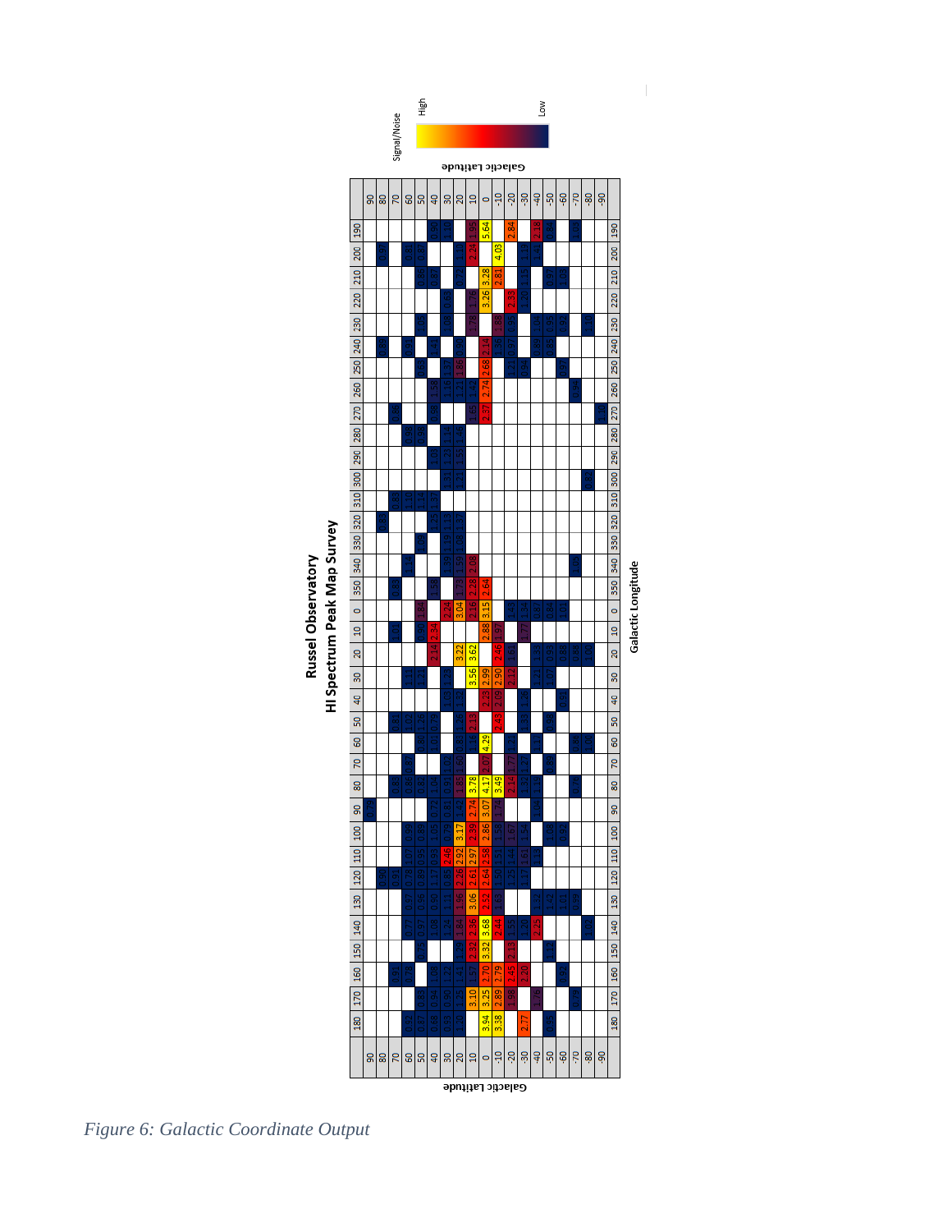**Russel Observatory**
**HI Spectrum Peak Map Survey**

Galactic Longitude

Galactic Latitude

Signal/Noise: High – Low

*Figure 6: Galactic Coordinate Output*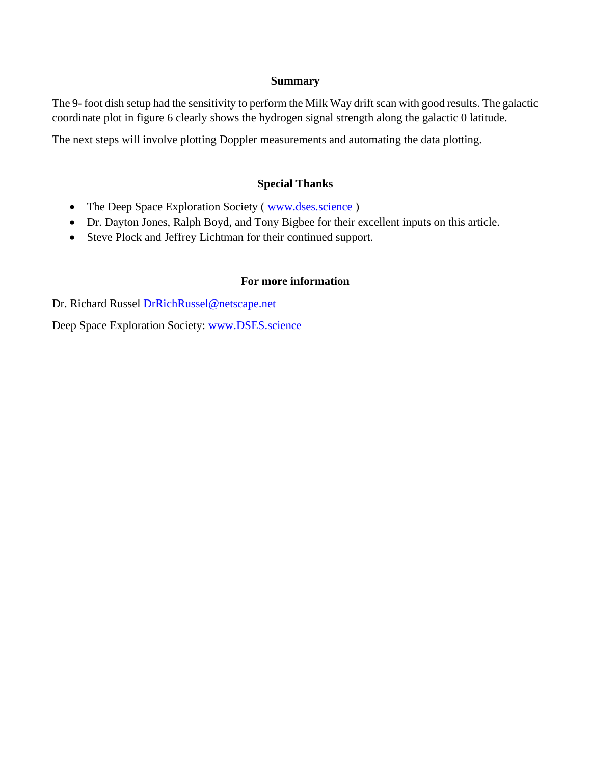## Summary

The 9- foot dish setup had the sensitivity to perform the Milk Way drift scan with good results. The galactic coordinate plot in figure 6 clearly shows the hydrogen signal strength along the galactic 0 latitude.

The next steps will involve plotting Doppler measurements and automating the data plotting.

## Special Thanks

- The Deep Space Exploration Society ( www.dses.science )
- Dr. Dayton Jones, Ralph Boyd, and Tony Bigbee for their excellent inputs on this article.
- Steve Plock and Jeffrey Lichtman for their continued support.

## For more information

Dr. Richard Russel DrRichRussel@netscape.net

Deep Space Exploration Society: www.DSES.science